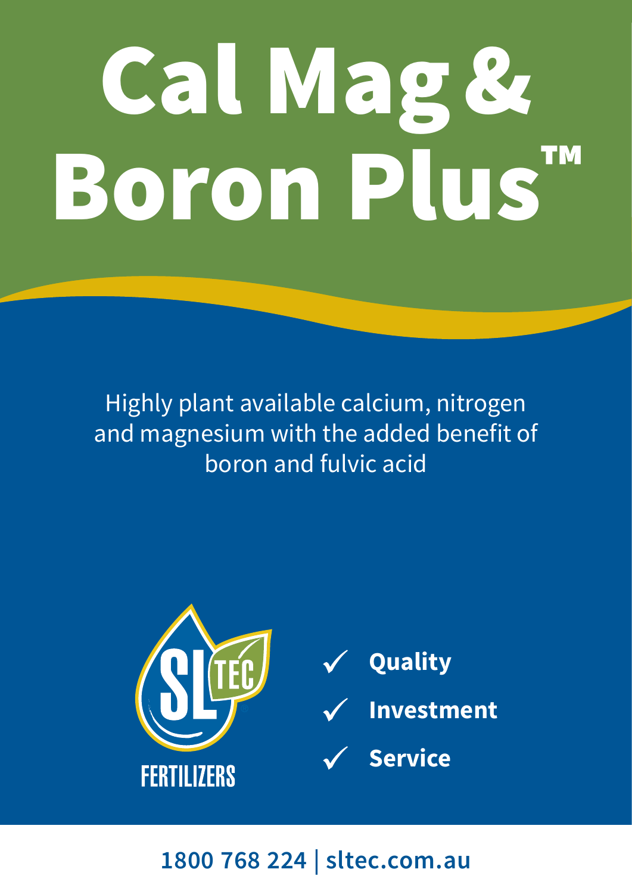# Cal Mag & Boron Plus™

Highly plant available calcium, nitrogen and magnesium with the added benefit of boron and fulvic acid

SL TEC FERTILIZERS

✓ **Quality**

✓ **Investment**

✓ **Service**

**1800 768 224 | sltec.com.au**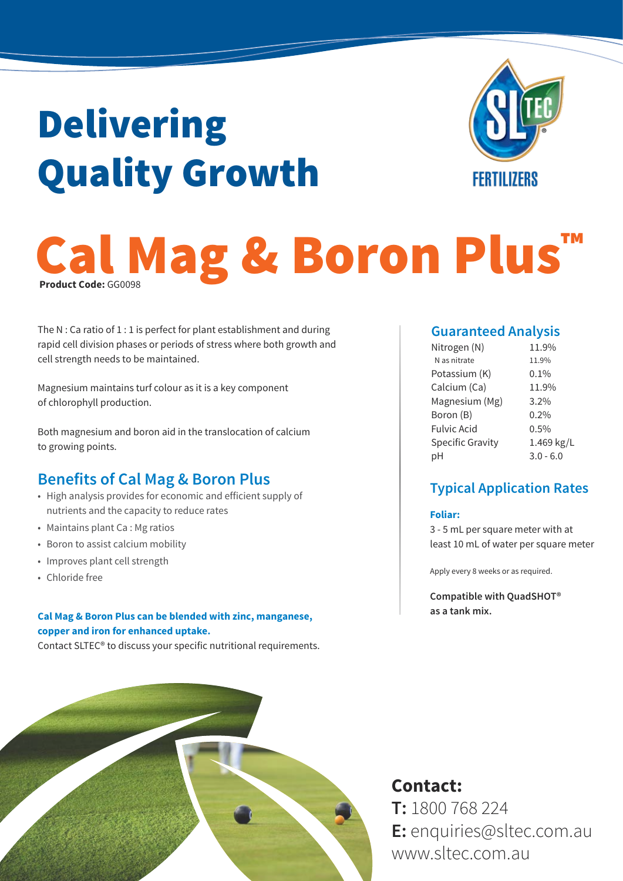# Delivering Quality Growth

SLTEC FERTILIZERS

# Cal Mag & Boron Plus™

**Product Code:** GG0098

The N : Ca ratio of 1 : 1 is perfect for plant establishment and during rapid cell division phases or periods of stress where both growth and cell strength needs to be maintained.

Magnesium maintains turf colour as it is a key component of chlorophyll production.

Both magnesium and boron aid in the translocation of calcium to growing points.

## Benefits of Cal Mag & Boron Plus

- High analysis provides for economic and efficient supply of nutrients and the capacity to reduce rates
- Maintains plant Ca : Mg ratios
- Boron to assist calcium mobility
- Improves plant cell strength
- Chloride free

**Cal Mag & Boron Plus can be blended with zinc, manganese, copper and iron for enhanced uptake.**

Contact SLTEC® to discuss your specific nutritional requirements.

## Guaranteed Analysis

| | |
|---|---|
| Nitrogen (N) | 11.9% |
| N as nitrate | 11.9% |
| Potassium (K) | 0.1% |
| Calcium (Ca) | 11.9% |
| Magnesium (Mg) | 3.2% |
| Boron (B) | 0.2% |
| Fulvic Acid | 0.5% |
| Specific Gravity | 1.469 kg/L |
| pH | 3.0 - 6.0 |

## Typical Application Rates

**Foliar:**

3 - 5 mL per square meter with at least 10 mL of water per square meter

Apply every 8 weeks or as required.

**Compatible with QuadSHOT® as a tank mix.**

**Contact:**

**T:** 1800 768 224

**E:** enquiries@sltec.com.au

www.sltec.com.au